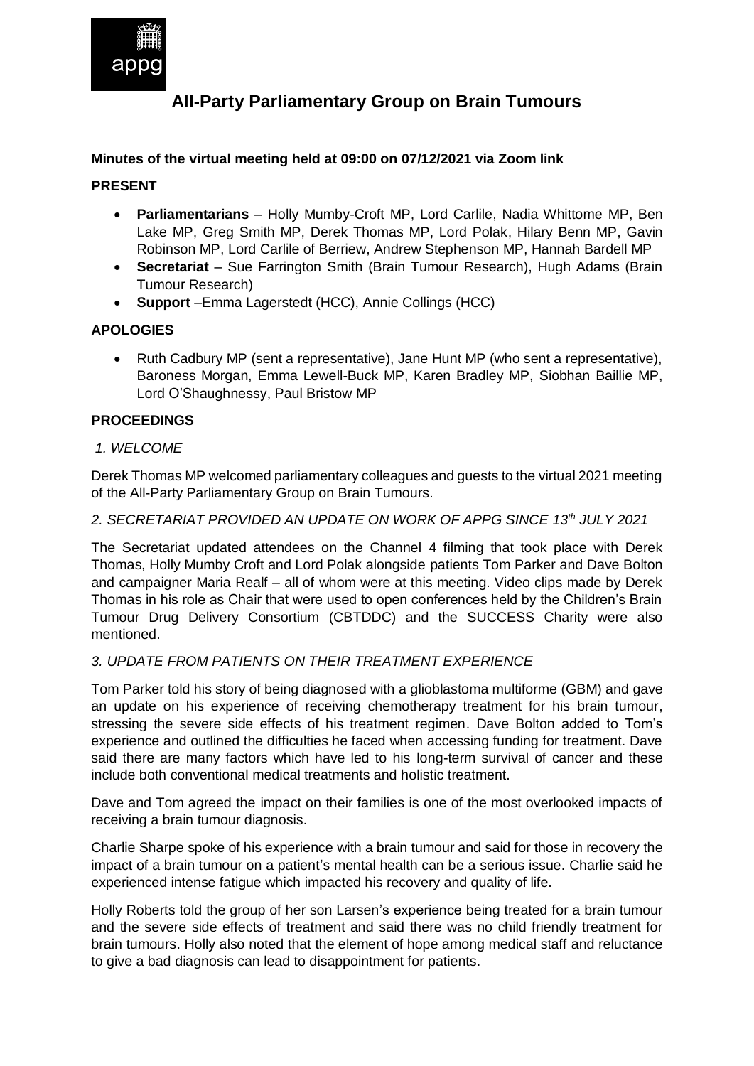# All-Party Parliamentary Group on Brain Tumours

**Minutes of the virtual meeting held at 09:00 on 07/12/2021 via Zoom link**

**PRESENT**

- **Parliamentarians** – Holly Mumby-Croft MP, Lord Carlile, Nadia Whittome MP, Ben Lake MP, Greg Smith MP, Derek Thomas MP, Lord Polak, Hilary Benn MP, Gavin Robinson MP, Lord Carlile of Berriew, Andrew Stephenson MP, Hannah Bardell MP
- **Secretariat** – Sue Farrington Smith (Brain Tumour Research), Hugh Adams (Brain Tumour Research)
- **Support** –Emma Lagerstedt (HCC), Annie Collings (HCC)

**APOLOGIES**

- Ruth Cadbury MP (sent a representative), Jane Hunt MP (who sent a representative), Baroness Morgan, Emma Lewell-Buck MP, Karen Bradley MP, Siobhan Baillie MP, Lord O'Shaughnessy, Paul Bristow MP

**PROCEEDINGS**

*1. WELCOME*

Derek Thomas MP welcomed parliamentary colleagues and guests to the virtual 2021 meeting of the All-Party Parliamentary Group on Brain Tumours.

*2. SECRETARIAT PROVIDED AN UPDATE ON WORK OF APPG SINCE 13th JULY 2021*

The Secretariat updated attendees on the Channel 4 filming that took place with Derek Thomas, Holly Mumby Croft and Lord Polak alongside patients Tom Parker and Dave Bolton and campaigner Maria Realf – all of whom were at this meeting. Video clips made by Derek Thomas in his role as Chair that were used to open conferences held by the Children's Brain Tumour Drug Delivery Consortium (CBTDDC) and the SUCCESS Charity were also mentioned.

*3. UPDATE FROM PATIENTS ON THEIR TREATMENT EXPERIENCE*

Tom Parker told his story of being diagnosed with a glioblastoma multiforme (GBM) and gave an update on his experience of receiving chemotherapy treatment for his brain tumour, stressing the severe side effects of his treatment regimen. Dave Bolton added to Tom's experience and outlined the difficulties he faced when accessing funding for treatment. Dave said there are many factors which have led to his long-term survival of cancer and these include both conventional medical treatments and holistic treatment.

Dave and Tom agreed the impact on their families is one of the most overlooked impacts of receiving a brain tumour diagnosis.

Charlie Sharpe spoke of his experience with a brain tumour and said for those in recovery the impact of a brain tumour on a patient's mental health can be a serious issue. Charlie said he experienced intense fatigue which impacted his recovery and quality of life.

Holly Roberts told the group of her son Larsen's experience being treated for a brain tumour and the severe side effects of treatment and said there was no child friendly treatment for brain tumours. Holly also noted that the element of hope among medical staff and reluctance to give a bad diagnosis can lead to disappointment for patients.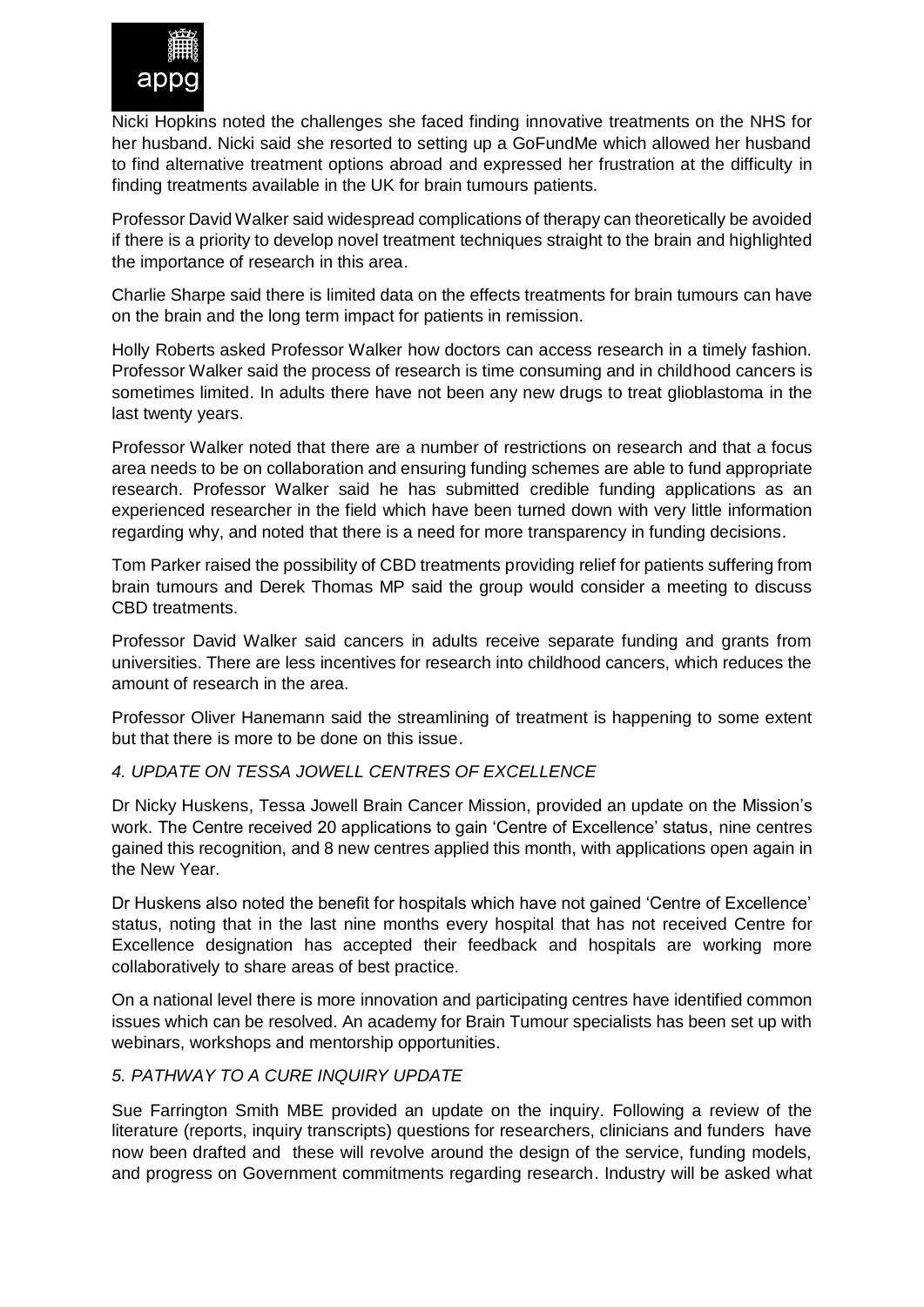Nicki Hopkins noted the challenges she faced finding innovative treatments on the NHS for her husband. Nicki said she resorted to setting up a GoFundMe which allowed her husband to find alternative treatment options abroad and expressed her frustration at the difficulty in finding treatments available in the UK for brain tumours patients.

Professor David Walker said widespread complications of therapy can theoretically be avoided if there is a priority to develop novel treatment techniques straight to the brain and highlighted the importance of research in this area.

Charlie Sharpe said there is limited data on the effects treatments for brain tumours can have on the brain and the long term impact for patients in remission.

Holly Roberts asked Professor Walker how doctors can access research in a timely fashion. Professor Walker said the process of research is time consuming and in childhood cancers is sometimes limited. In adults there have not been any new drugs to treat glioblastoma in the last twenty years.

Professor Walker noted that there are a number of restrictions on research and that a focus area needs to be on collaboration and ensuring funding schemes are able to fund appropriate research. Professor Walker said he has submitted credible funding applications as an experienced researcher in the field which have been turned down with very little information regarding why, and noted that there is a need for more transparency in funding decisions.

Tom Parker raised the possibility of CBD treatments providing relief for patients suffering from brain tumours and Derek Thomas MP said the group would consider a meeting to discuss CBD treatments.

Professor David Walker said cancers in adults receive separate funding and grants from universities. There are less incentives for research into childhood cancers, which reduces the amount of research in the area.

Professor Oliver Hanemann said the streamlining of treatment is happening to some extent but that there is more to be done on this issue.

*4. UPDATE ON TESSA JOWELL CENTRES OF EXCELLENCE*

Dr Nicky Huskens, Tessa Jowell Brain Cancer Mission, provided an update on the Mission's work. The Centre received 20 applications to gain 'Centre of Excellence' status, nine centres gained this recognition, and 8 new centres applied this month, with applications open again in the New Year.

Dr Huskens also noted the benefit for hospitals which have not gained 'Centre of Excellence' status, noting that in the last nine months every hospital that has not received Centre for Excellence designation has accepted their feedback and hospitals are working more collaboratively to share areas of best practice.

On a national level there is more innovation and participating centres have identified common issues which can be resolved. An academy for Brain Tumour specialists has been set up with webinars, workshops and mentorship opportunities.

*5. PATHWAY TO A CURE INQUIRY UPDATE*

Sue Farrington Smith MBE provided an update on the inquiry. Following a review of the literature (reports, inquiry transcripts) questions for researchers, clinicians and funders have now been drafted and these will revolve around the design of the service, funding models, and progress on Government commitments regarding research. Industry will be asked what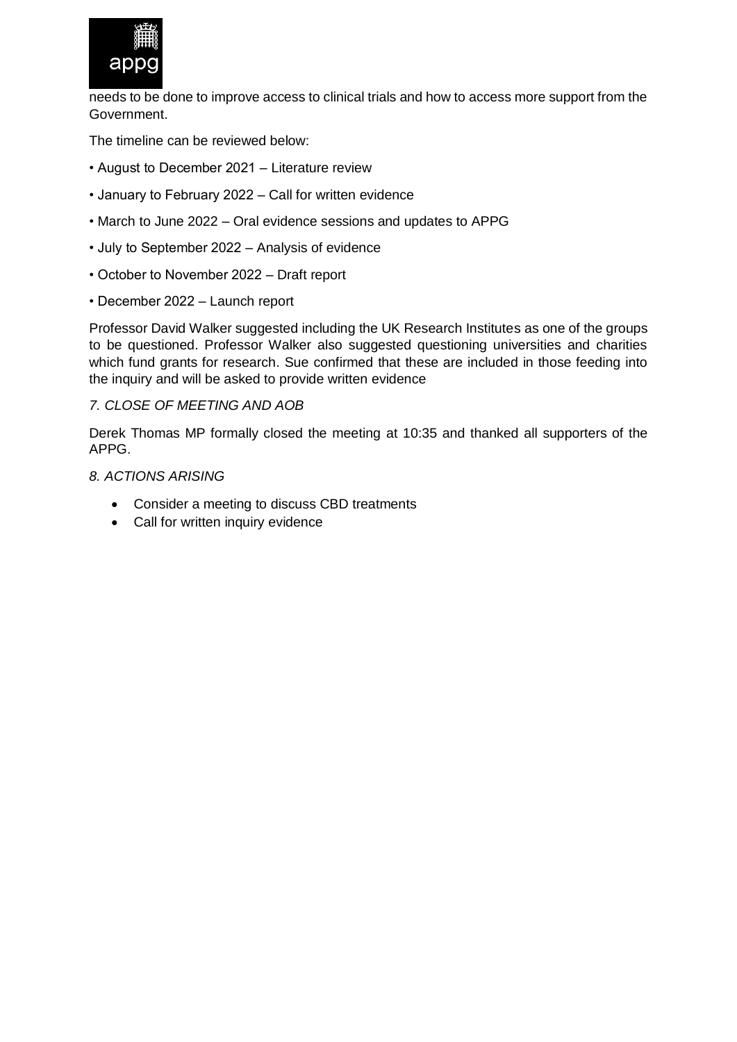needs to be done to improve access to clinical trials and how to access more support from the Government.

The timeline can be reviewed below:

- August to December 2021 – Literature review
- January to February 2022 – Call for written evidence
- March to June 2022 – Oral evidence sessions and updates to APPG
- July to September 2022 – Analysis of evidence
- October to November 2022 – Draft report
- December 2022 – Launch report

Professor David Walker suggested including the UK Research Institutes as one of the groups to be questioned. Professor Walker also suggested questioning universities and charities which fund grants for research. Sue confirmed that these are included in those feeding into the inquiry and will be asked to provide written evidence

*7. CLOSE OF MEETING AND AOB*

Derek Thomas MP formally closed the meeting at 10:35 and thanked all supporters of the APPG.

*8. ACTIONS ARISING*

- Consider a meeting to discuss CBD treatments
- Call for written inquiry evidence